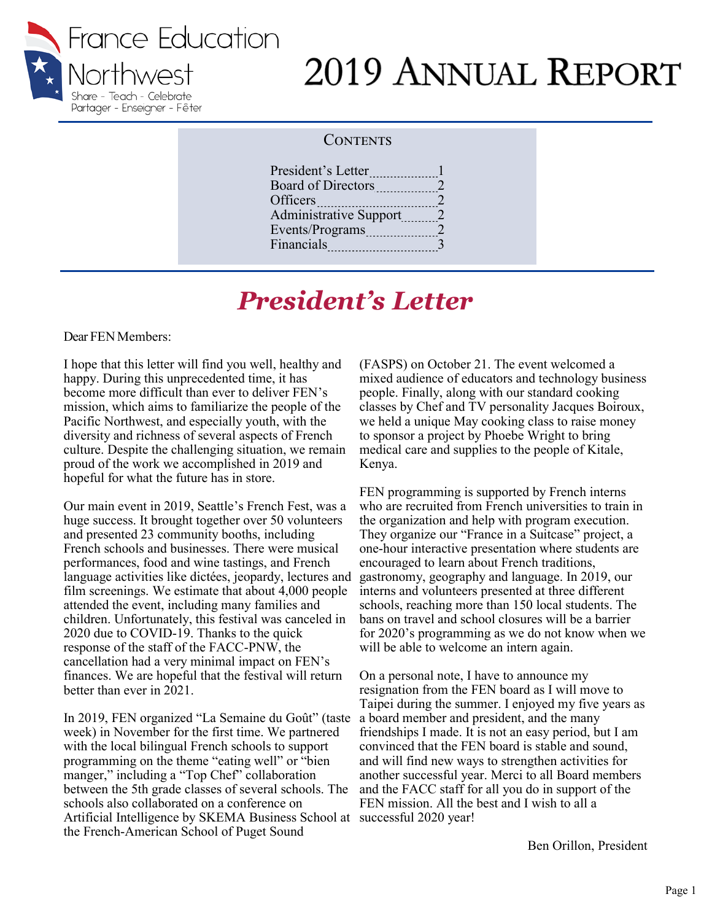France Education Northwest

Share - Teach - Celebrate
Partager - Enseigner - Fêter

# 2019 Annual Report

## Contents

| | |
|---|---|
| President's Letter | 1 |
| Board of Directors | 2 |
| Officers | 2 |
| Administrative Support | 2 |
| Events/Programs | 2 |
| Financials | 3 |

## *President's Letter*

Dear FEN Members:

I hope that this letter will find you well, healthy and happy. During this unprecedented time, it has become more difficult than ever to deliver FEN's mission, which aims to familiarize the people of the Pacific Northwest, and especially youth, with the diversity and richness of several aspects of French culture. Despite the challenging situation, we remain proud of the work we accomplished in 2019 and hopeful for what the future has in store.

Our main event in 2019, Seattle's French Fest, was a huge success. It brought together over 50 volunteers and presented 23 community booths, including French schools and businesses. There were musical performances, food and wine tastings, and French language activities like dictées, jeopardy, lectures and film screenings. We estimate that about 4,000 people attended the event, including many families and children. Unfortunately, this festival was canceled in 2020 due to COVID-19. Thanks to the quick response of the staff of the FACC-PNW, the cancellation had a very minimal impact on FEN's finances. We are hopeful that the festival will return better than ever in 2021.

In 2019, FEN organized "La Semaine du Goût" (taste week) in November for the first time. We partnered with the local bilingual French schools to support programming on the theme "eating well" or "bien manger," including a "Top Chef" collaboration between the 5th grade classes of several schools. The schools also collaborated on a conference on Artificial Intelligence by SKEMA Business School at the French-American School of Puget Sound (FASPS) on October 21. The event welcomed a mixed audience of educators and technology business people. Finally, along with our standard cooking classes by Chef and TV personality Jacques Boiroux, we held a unique May cooking class to raise money to sponsor a project by Phoebe Wright to bring medical care and supplies to the people of Kitale, Kenya.

FEN programming is supported by French interns who are recruited from French universities to train in the organization and help with program execution. They organize our "France in a Suitcase" project, a one-hour interactive presentation where students are encouraged to learn about French traditions, gastronomy, geography and language. In 2019, our interns and volunteers presented at three different schools, reaching more than 150 local students. The bans on travel and school closures will be a barrier for 2020's programming as we do not know when we will be able to welcome an intern again.

On a personal note, I have to announce my resignation from the FEN board as I will move to Taipei during the summer. I enjoyed my five years as a board member and president, and the many friendships I made. It is not an easy period, but I am convinced that the FEN board is stable and sound, and will find new ways to strengthen activities for another successful year. Merci to all Board members and the FACC staff for all you do in support of the FEN mission. All the best and I wish to all a successful 2020 year!

Ben Orillon, President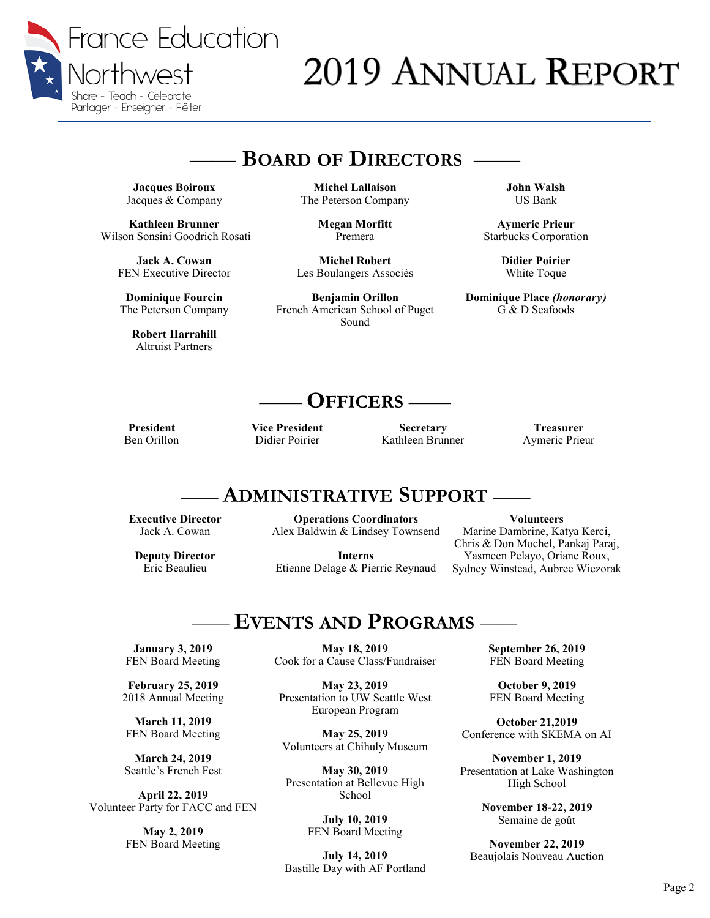France Education Northwest

Share - Teach - Celebrate
Partager - Enseigner - Fêter

# 2019 Annual Report

## Board of Directors

**Jacques Boiroux**
Jacques & Company

**Kathleen Brunner**
Wilson Sonsini Goodrich Rosati

**Jack A. Cowan**
FEN Executive Director

**Dominique Fourcin**
The Peterson Company

**Robert Harrahill**
Altruist Partners

**Michel Lallaison**
The Peterson Company

**Megan Morfitt**
Premera

**Michel Robert**
Les Boulangers Associés

**Benjamin Orillon**
French American School of Puget Sound

**John Walsh**
US Bank

**Aymeric Prieur**
Starbucks Corporation

**Didier Poirier**
White Toque

**Dominique Place *(honorary)***
G & D Seafoods

## Officers

**President**
Ben Orillon

**Vice President**
Didier Poirier

**Secretary**
Kathleen Brunner

**Treasurer**
Aymeric Prieur

## Administrative Support

**Executive Director**
Jack A. Cowan

**Deputy Director**
Eric Beaulieu

**Operations Coordinators**
Alex Baldwin & Lindsey Townsend

**Interns**
Etienne Delage & Pierric Reynaud

**Volunteers**
Marine Dambrine, Katya Kerci, Chris & Don Mochel, Pankaj Paraj, Yasmeen Pelayo, Oriane Roux, Sydney Winstead, Aubree Wiezorak

## Events and Programs

**January 3, 2019**
FEN Board Meeting

**February 25, 2019**
2018 Annual Meeting

**March 11, 2019**
FEN Board Meeting

**March 24, 2019**
Seattle's French Fest

**April 22, 2019**
Volunteer Party for FACC and FEN

**May 2, 2019**
FEN Board Meeting

**May 18, 2019**
Cook for a Cause Class/Fundraiser

**May 23, 2019**
Presentation to UW Seattle West European Program

**May 25, 2019**
Volunteers at Chihuly Museum

**May 30, 2019**
Presentation at Bellevue High School

**July 10, 2019**
FEN Board Meeting

**July 14, 2019**
Bastille Day with AF Portland

**September 26, 2019**
FEN Board Meeting

**October 9, 2019**
FEN Board Meeting

**October 21,2019**
Conference with SKEMA on AI

**November 1, 2019**
Presentation at Lake Washington High School

**November 18-22, 2019**
Semaine de goût

**November 22, 2019**
Beaujolais Nouveau Auction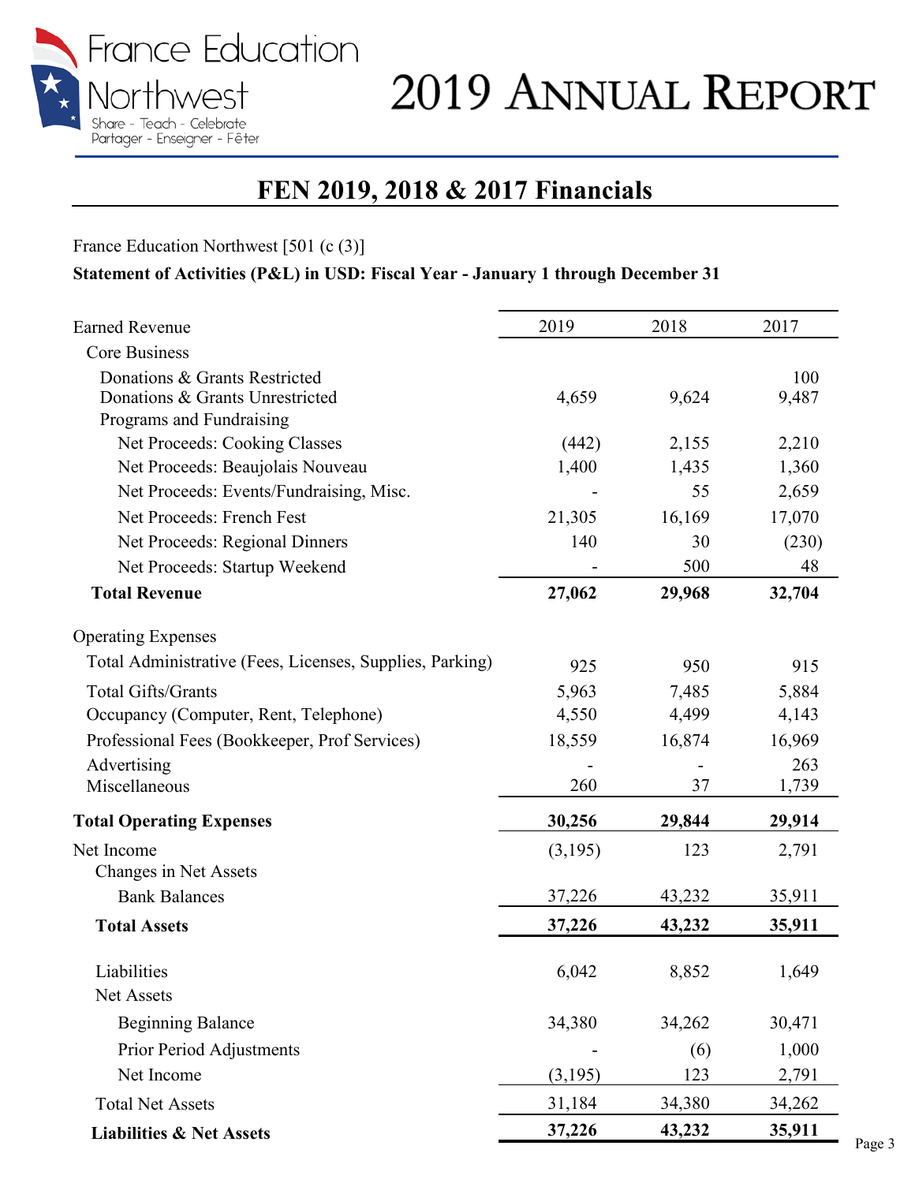France Education Northwest

Share - Teach - Celebrate
Partager - Enseigner - Fêter

# 2019 Annual Report

## FEN 2019, 2018 & 2017 Financials

France Education Northwest [501 (c (3)]

**Statement of Activities (P&L) in USD: Fiscal Year - January 1 through December 31**

| Earned Revenue | 2019 | 2018 | 2017 |
|---|---|---|---|
| Core Business | | | |
| Donations & Grants Restricted | | | 100 |
| Donations & Grants Unrestricted | 4,659 | 9,624 | 9,487 |
| Programs and Fundraising | | | |
| Net Proceeds: Cooking Classes | (442) | 2,155 | 2,210 |
| Net Proceeds: Beaujolais Nouveau | 1,400 | 1,435 | 1,360 |
| Net Proceeds: Events/Fundraising, Misc. | - | 55 | 2,659 |
| Net Proceeds: French Fest | 21,305 | 16,169 | 17,070 |
| Net Proceeds: Regional Dinners | 140 | 30 | (230) |
| Net Proceeds: Startup Weekend | - | 500 | 48 |
| **Total Revenue** | **27,062** | **29,968** | **32,704** |
| Operating Expenses | | | |
| Total Administrative (Fees, Licenses, Supplies, Parking) | 925 | 950 | 915 |
| Total Gifts/Grants | 5,963 | 7,485 | 5,884 |
| Occupancy (Computer, Rent, Telephone) | 4,550 | 4,499 | 4,143 |
| Professional Fees (Bookkeeper, Prof Services) | 18,559 | 16,874 | 16,969 |
| Advertising | - | - | 263 |
| Miscellaneous | 260 | 37 | 1,739 |
| **Total Operating Expenses** | **30,256** | **29,844** | **29,914** |
| Net Income | (3,195) | 123 | 2,791 |
| Changes in Net Assets | | | |
| Bank Balances | 37,226 | 43,232 | 35,911 |
| **Total Assets** | **37,226** | **43,232** | **35,911** |
| Liabilities | 6,042 | 8,852 | 1,649 |
| Net Assets | | | |
| Beginning Balance | 34,380 | 34,262 | 30,471 |
| Prior Period Adjustments | - | (6) | 1,000 |
| Net Income | (3,195) | 123 | 2,791 |
| Total Net Assets | 31,184 | 34,380 | 34,262 |
| **Liabilities & Net Assets** | **37,226** | **43,232** | **35,911** |